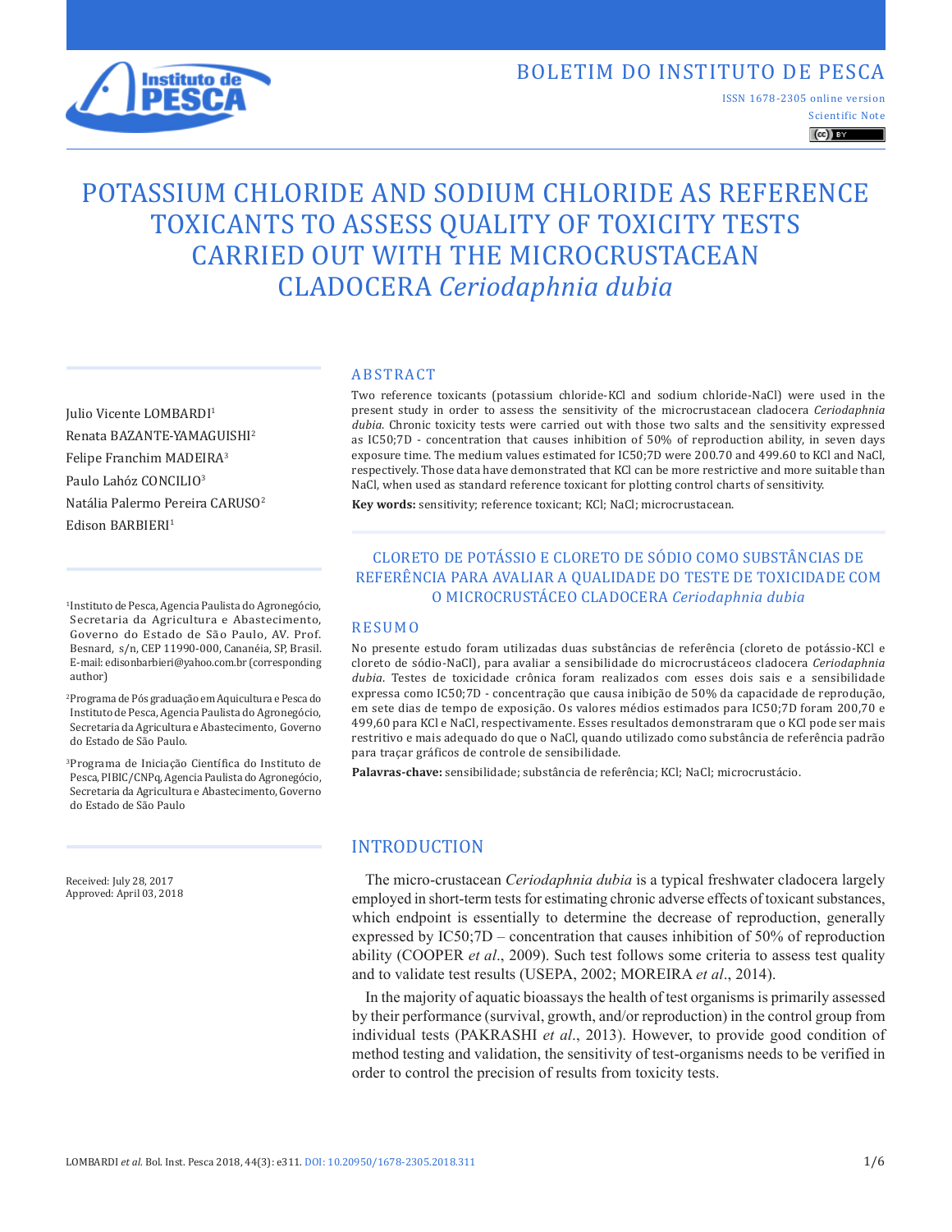BOLETIM DO INSTITUTO DE PESCA

ISSN 1678-2305 online version

Scientific Note

# POTASSIUM CHLORIDE AND SODIUM CHLORIDE AS REFERENCE TOXICANTS TO ASSESS QUALITY OF TOXICITY TESTS CARRIED OUT WITH THE MICROCRUSTACEAN CLADOCERA *Ceriodaphnia dubia*

Julio Vicente LOMBARDI[1]
Renata BAZANTE-YAMAGUISHI[2]
Felipe Franchim MADEIRA[3]
Paulo Lahóz CONCILIO[3]
Natália Palermo Pereira CARUSO[2]
Edison BARBIERI[1]

[1]Instituto de Pesca, Agencia Paulista do Agronegócio, Secretaria da Agricultura e Abastecimento, Governo do Estado de São Paulo, AV. Prof. Besnard, s/n, CEP 11990-000, Cananéia, SP, Brasil. E-mail: edisonbarbieri@yahoo.com.br (corresponding author)

[2]Programa de Pós graduação em Aquicultura e Pesca do Instituto de Pesca, Agencia Paulista do Agronegócio, Secretaria da Agricultura e Abastecimento, Governo do Estado de São Paulo.

[3]Programa de Iniciação Científica do Instituto de Pesca, PIBIC/CNPq, Agencia Paulista do Agronegócio, Secretaria da Agricultura e Abastecimento, Governo do Estado de São Paulo

Received: July 28, 2017
Approved: April 03, 2018

## ABSTRACT

Two reference toxicants (potassium chloride-KCl and sodium chloride-NaCl) were used in the present study in order to assess the sensitivity of the microcrustacean cladocera *Ceriodaphnia dubia*. Chronic toxicity tests were carried out with those two salts and the sensitivity expressed as IC50;7D - concentration that causes inhibition of 50% of reproduction ability, in seven days exposure time. The medium values estimated for IC50;7D were 200.70 and 499.60 to KCl and NaCl, respectively. Those data have demonstrated that KCl can be more restrictive and more suitable than NaCl, when used as standard reference toxicant for plotting control charts of sensitivity.

**Key words:** sensitivity; reference toxicant; KCl; NaCl; microcrustacean.

## CLORETO DE POTÁSSIO E CLORETO DE SÓDIO COMO SUBSTÂNCIAS DE REFERÊNCIA PARA AVALIAR A QUALIDADE DO TESTE DE TOXICIDADE COM O MICROCRUSTÁCEO CLADOCERA *Ceriodaphnia dubia*

## RESUMO

No presente estudo foram utilizadas duas substâncias de referência (cloreto de potássio-KCl e cloreto de sódio-NaCl), para avaliar a sensibilidade do microcrustáceos cladocera *Ceriodaphnia dubia*. Testes de toxicidade crônica foram realizados com esses dois sais e a sensibilidade expressa como IC50;7D - concentração que causa inibição de 50% da capacidade de reprodução, em sete dias de tempo de exposição. Os valores médios estimados para IC50;7D foram 200,70 e 499,60 para KCl e NaCl, respectivamente. Esses resultados demonstraram que o KCl pode ser mais restritivo e mais adequado do que o NaCl, quando utilizado como substância de referência padrão para traçar gráficos de controle de sensibilidade.

**Palavras-chave:** sensibilidade; substância de referência; KCl; NaCl; microcrustácio.

## INTRODUCTION

The micro-crustacean *Ceriodaphnia dubia* is a typical freshwater cladocera largely employed in short-term tests for estimating chronic adverse effects of toxicant substances, which endpoint is essentially to determine the decrease of reproduction, generally expressed by IC50;7D – concentration that causes inhibition of 50% of reproduction ability (COOPER *et al*., 2009). Such test follows some criteria to assess test quality and to validate test results (USEPA, 2002; MOREIRA *et al*., 2014).

In the majority of aquatic bioassays the health of test organisms is primarily assessed by their performance (survival, growth, and/or reproduction) in the control group from individual tests (PAKRASHI *et al*., 2013). However, to provide good condition of method testing and validation, the sensitivity of test-organisms needs to be verified in order to control the precision of results from toxicity tests.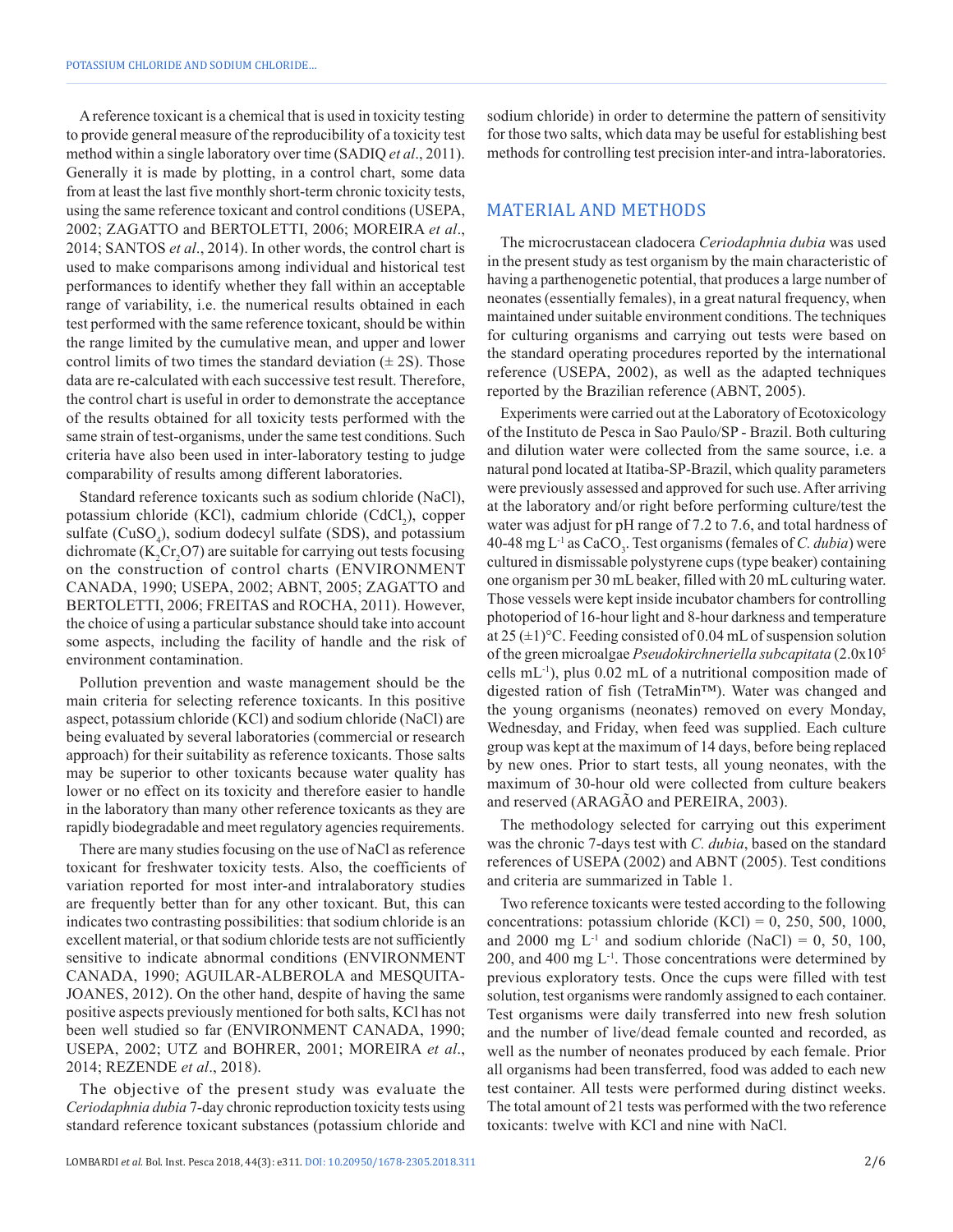A reference toxicant is a chemical that is used in toxicity testing to provide general measure of the reproducibility of a toxicity test method within a single laboratory over time (SADIQ *et al*., 2011). Generally it is made by plotting, in a control chart, some data from at least the last five monthly short-term chronic toxicity tests, using the same reference toxicant and control conditions (USEPA, 2002; ZAGATTO and BERTOLETTI, 2006; MOREIRA *et al*., 2014; SANTOS *et al*., 2014). In other words, the control chart is used to make comparisons among individual and historical test performances to identify whether they fall within an acceptable range of variability, i.e. the numerical results obtained in each test performed with the same reference toxicant, should be within the range limited by the cumulative mean, and upper and lower control limits of two times the standard deviation (± 2S). Those data are re-calculated with each successive test result. Therefore, the control chart is useful in order to demonstrate the acceptance of the results obtained for all toxicity tests performed with the same strain of test-organisms, under the same test conditions. Such criteria have also been used in inter-laboratory testing to judge comparability of results among different laboratories.

Standard reference toxicants such as sodium chloride (NaCl), potassium chloride (KCl), cadmium chloride ($CdCl_2$), copper sulfate ($CuSO_4$), sodium dodecyl sulfate (SDS), and potassium dichromate ($K_2Cr_2O7$) are suitable for carrying out tests focusing on the construction of control charts (ENVIRONMENT CANADA, 1990; USEPA, 2002; ABNT, 2005; ZAGATTO and BERTOLETTI, 2006; FREITAS and ROCHA, 2011). However, the choice of using a particular substance should take into account some aspects, including the facility of handle and the risk of environment contamination.

Pollution prevention and waste management should be the main criteria for selecting reference toxicants. In this positive aspect, potassium chloride (KCl) and sodium chloride (NaCl) are being evaluated by several laboratories (commercial or research approach) for their suitability as reference toxicants. Those salts may be superior to other toxicants because water quality has lower or no effect on its toxicity and therefore easier to handle in the laboratory than many other reference toxicants as they are rapidly biodegradable and meet regulatory agencies requirements.

There are many studies focusing on the use of NaCl as reference toxicant for freshwater toxicity tests. Also, the coefficients of variation reported for most inter-and intralaboratory studies are frequently better than for any other toxicant. But, this can indicates two contrasting possibilities: that sodium chloride is an excellent material, or that sodium chloride tests are not sufficiently sensitive to indicate abnormal conditions (ENVIRONMENT CANADA, 1990; AGUILAR-ALBEROLA and MESQUITA-JOANES, 2012). On the other hand, despite of having the same positive aspects previously mentioned for both salts, KCl has not been well studied so far (ENVIRONMENT CANADA, 1990; USEPA, 2002; UTZ and BOHRER, 2001; MOREIRA *et al*., 2014; REZENDE *et al*., 2018).

The objective of the present study was evaluate the *Ceriodaphnia dubia* 7-day chronic reproduction toxicity tests using standard reference toxicant substances (potassium chloride and sodium chloride) in order to determine the pattern of sensitivity for those two salts, which data may be useful for establishing best methods for controlling test precision inter-and intra-laboratories.

## MATERIAL AND METHODS

The microcrustacean cladocera *Ceriodaphnia dubia* was used in the present study as test organism by the main characteristic of having a parthenogenetic potential, that produces a large number of neonates (essentially females), in a great natural frequency, when maintained under suitable environment conditions. The techniques for culturing organisms and carrying out tests were based on the standard operating procedures reported by the international reference (USEPA, 2002), as well as the adapted techniques reported by the Brazilian reference (ABNT, 2005).

Experiments were carried out at the Laboratory of Ecotoxicology of the Instituto de Pesca in Sao Paulo/SP - Brazil. Both culturing and dilution water were collected from the same source, i.e. a natural pond located at Itatiba-SP-Brazil, which quality parameters were previously assessed and approved for such use. After arriving at the laboratory and/or right before performing culture/test the water was adjust for pH range of 7.2 to 7.6, and total hardness of 40-48 mg $L^{-1}$ as $CaCO_3$. Test organisms (females of *C. dubia*) were cultured in dismissable polystyrene cups (type beaker) containing one organism per 30 mL beaker, filled with 20 mL culturing water. Those vessels were kept inside incubator chambers for controlling photoperiod of 16-hour light and 8-hour darkness and temperature at 25 (±1)°C. Feeding consisted of 0.04 mL of suspension solution of the green microalgae *Pseudokirchneriella subcapitata* ($2.0 \times 10^5$ cells $mL^{-1}$), plus 0.02 mL of a nutritional composition made of digested ration of fish (TetraMin™). Water was changed and the young organisms (neonates) removed on every Monday, Wednesday, and Friday, when feed was supplied. Each culture group was kept at the maximum of 14 days, before being replaced by new ones. Prior to start tests, all young neonates, with the maximum of 30-hour old were collected from culture beakers and reserved (ARAGÃO and PEREIRA, 2003).

The methodology selected for carrying out this experiment was the chronic 7-days test with *C. dubia*, based on the standard references of USEPA (2002) and ABNT (2005). Test conditions and criteria are summarized in Table 1.

Two reference toxicants were tested according to the following concentrations: potassium chloride (KCl) = 0, 250, 500, 1000, and 2000 mg $L^{-1}$ and sodium chloride (NaCl) = 0, 50, 100, 200, and 400 mg $L^{-1}$. Those concentrations were determined by previous exploratory tests. Once the cups were filled with test solution, test organisms were randomly assigned to each container. Test organisms were daily transferred into new fresh solution and the number of live/dead female counted and recorded, as well as the number of neonates produced by each female. Prior all organisms had been transferred, food was added to each new test container. All tests were performed during distinct weeks. The total amount of 21 tests was performed with the two reference toxicants: twelve with KCl and nine with NaCl.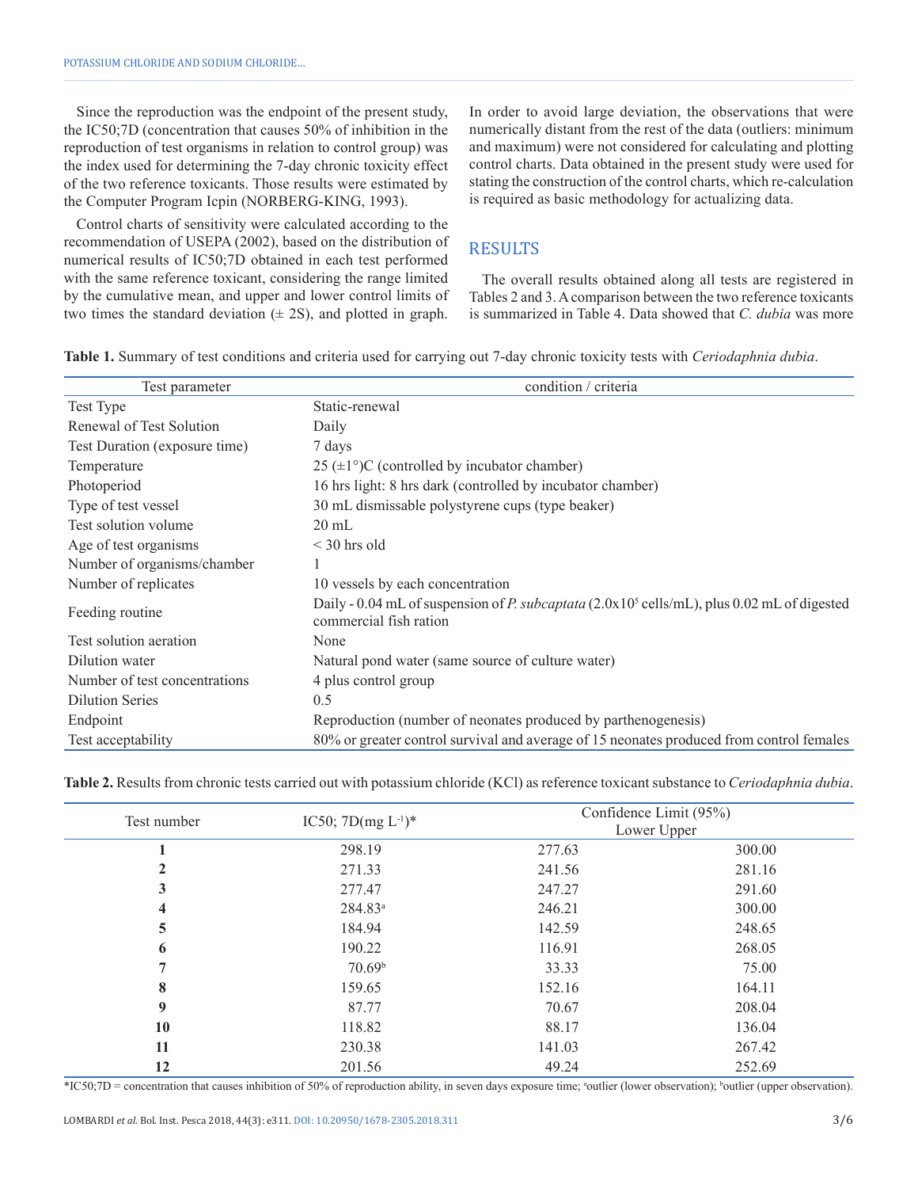Since the reproduction was the endpoint of the present study, the IC50;7D (concentration that causes 50% of inhibition in the reproduction of test organisms in relation to control group) was the index used for determining the 7-day chronic toxicity effect of the two reference toxicants. Those results were estimated by the Computer Program Icpin (NORBERG-KING, 1993).

Control charts of sensitivity were calculated according to the recommendation of USEPA (2002), based on the distribution of numerical results of IC50;7D obtained in each test performed with the same reference toxicant, considering the range limited by the cumulative mean, and upper and lower control limits of two times the standard deviation (± 2S), and plotted in graph. In order to avoid large deviation, the observations that were numerically distant from the rest of the data (outliers: minimum and maximum) were not considered for calculating and plotting control charts. Data obtained in the present study were used for stating the construction of the control charts, which re-calculation is required as basic methodology for actualizing data.

## RESULTS

The overall results obtained along all tests are registered in Tables 2 and 3. A comparison between the two reference toxicants is summarized in Table 4. Data showed that *C. dubia* was more

**Table 1.** Summary of test conditions and criteria used for carrying out 7-day chronic toxicity tests with *Ceriodaphnia dubia*.

| Test parameter | condition / criteria |
|---|---|
| Test Type | Static-renewal |
| Renewal of Test Solution | Daily |
| Test Duration (exposure time) | 7 days |
| Temperature | 25 (±1°)C (controlled by incubator chamber) |
| Photoperiod | 16 hrs light: 8 hrs dark (controlled by incubator chamber) |
| Type of test vessel | 30 mL dismissable polystyrene cups (type beaker) |
| Test solution volume | 20 mL |
| Age of test organisms | < 30 hrs old |
| Number of organisms/chamber | 1 |
| Number of replicates | 10 vessels by each concentration |
| Feeding routine | Daily - 0.04 mL of suspension of *P. subcaptata* ($2.0 \times 10^5$ cells/mL), plus 0.02 mL of digested commercial fish ration |
| Test solution aeration | None |
| Dilution water | Natural pond water (same source of culture water) |
| Number of test concentrations | 4 plus control group |
| Dilution Series | 0.5 |
| Endpoint | Reproduction (number of neonates produced by parthenogenesis) |
| Test acceptability | 80% or greater control survival and average of 15 neonates produced from control females |

**Table 2.** Results from chronic tests carried out with potassium chloride (KCl) as reference toxicant substance to *Ceriodaphnia dubia*.

| Test number | IC50; 7D(mg $L^{-1}$)* | Confidence Limit (95%) Lower | Upper |
|---|---|---|---|
| **1** | 298.19 | 277.63 | 300.00 |
| **2** | 271.33 | 241.56 | 281.16 |
| **3** | 277.47 | 247.27 | 291.60 |
| **4** | 284.83[a] | 246.21 | 300.00 |
| **5** | 184.94 | 142.59 | 248.65 |
| **6** | 190.22 | 116.91 | 268.05 |
| **7** | 70.69[b] | 33.33 | 75.00 |
| **8** | 159.65 | 152.16 | 164.11 |
| **9** | 87.77 | 70.67 | 208.04 |
| **10** | 118.82 | 88.17 | 136.04 |
| **11** | 230.38 | 141.03 | 267.42 |
| **12** | 201.56 | 49.24 | 252.69 |

*IC50;7D = concentration that causes inhibition of 50% of reproduction ability, in seven days exposure time; [a]outlier (lower observation); [b]outlier (upper observation).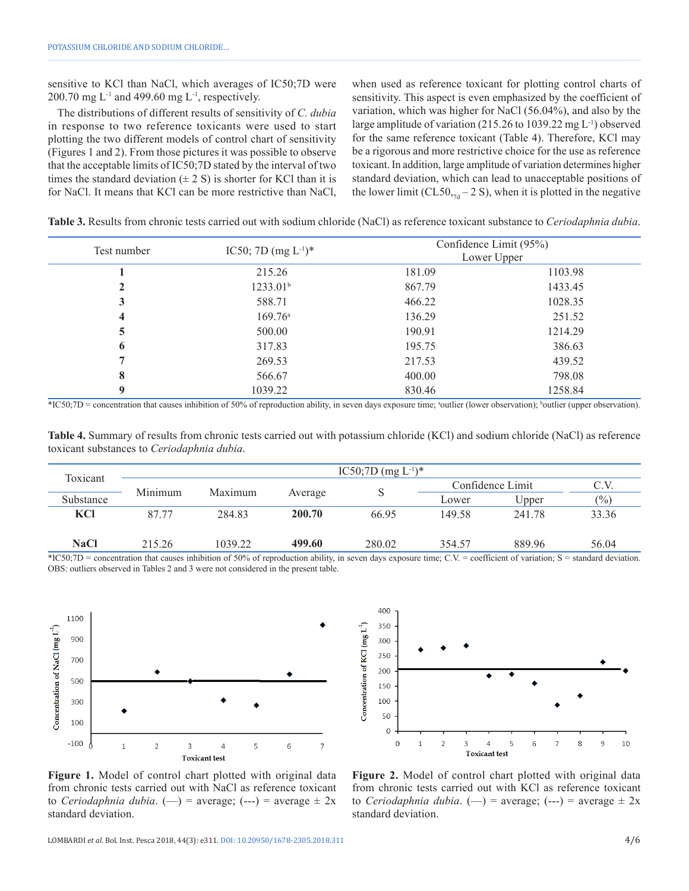sensitive to KCl than NaCl, which averages of IC50;7D were 200.70 mg $L^{-1}$ and 499.60 mg $L^{-1}$, respectively.

The distributions of different results of sensitivity of *C. dubia* in response to two reference toxicants were used to start plotting the two different models of control chart of sensitivity (Figures 1 and 2). From those pictures it was possible to observe that the acceptable limits of IC50;7D stated by the interval of two times the standard deviation (± 2 S) is shorter for KCl than it is for NaCl. It means that KCl can be more restrictive than NaCl, when used as reference toxicant for plotting control charts of sensitivity. This aspect is even emphasized by the coefficient of variation, which was higher for NaCl (56.04%), and also by the large amplitude of variation (215.26 to 1039.22 mg $L^{-1}$) observed for the same reference toxicant (Table 4). Therefore, KCl may be a rigorous and more restrictive choice for the use as reference toxicant. In addition, large amplitude of variation determines higher standard deviation, which can lead to unacceptable positions of the lower limit ($CL50_{,7d}$ – 2 S), when it is plotted in the negative

**Table 3.** Results from chronic tests carried out with sodium chloride (NaCl) as reference toxicant substance to *Ceriodaphnia dubia*.

| Test number | IC50; 7D (mg $L^{-1}$)* | Confidence Limit (95%) Lower | Upper |
|---|---|---|---|
| **1** | 215.26 | 181.09 | 1103.98 |
| **2** | 1233.01[b] | 867.79 | 1433.45 |
| **3** | 588.71 | 466.22 | 1028.35 |
| **4** | 169.76[a] | 136.29 | 251.52 |
| **5** | 500.00 | 190.91 | 1214.29 |
| **6** | 317.83 | 195.75 | 386.63 |
| **7** | 269.53 | 217.53 | 439.52 |
| **8** | 566.67 | 400.00 | 798.08 |
| **9** | 1039.22 | 830.46 | 1258.84 |

*IC50;7D = concentration that causes inhibition of 50% of reproduction ability, in seven days exposure time; [a]outlier (lower observation); [b]outlier (upper observation).

**Table 4.** Summary of results from chronic tests carried out with potassium chloride (KCl) and sodium chloride (NaCl) as reference toxicant substances to *Ceriodaphnia dubia*.

| Toxicant Substance | IC50;7D (mg $L^{-1}$)* Minimum | Maximum | Average | S | Confidence Limit Lower | Upper | C.V. (%) |
|---|---|---|---|---|---|---|---|
| **KCl** | 87.77 | 284.83 | **200.70** | 66.95 | 149.58 | 241.78 | 33.36 |
| **NaCl** | 215.26 | 1039.22 | **499.60** | 280.02 | 354.57 | 889.96 | 56.04 |

*IC50;7D = concentration that causes inhibition of 50% of reproduction ability, in seven days exposure time; C.V. = coefficient of variation; S = standard deviation. OBS: outliers observed in Tables 2 and 3 were not considered in the present table.

**Figure 1.** Model of control chart plotted with original data from chronic tests carried out with NaCl as reference toxicant to *Ceriodaphnia dubia*. (—) = average; (---) = average ± 2x standard deviation.

**Figure 2.** Model of control chart plotted with original data from chronic tests carried out with KCl as reference toxicant to *Ceriodaphnia dubia*. (—) = average; (---) = average ± 2x standard deviation.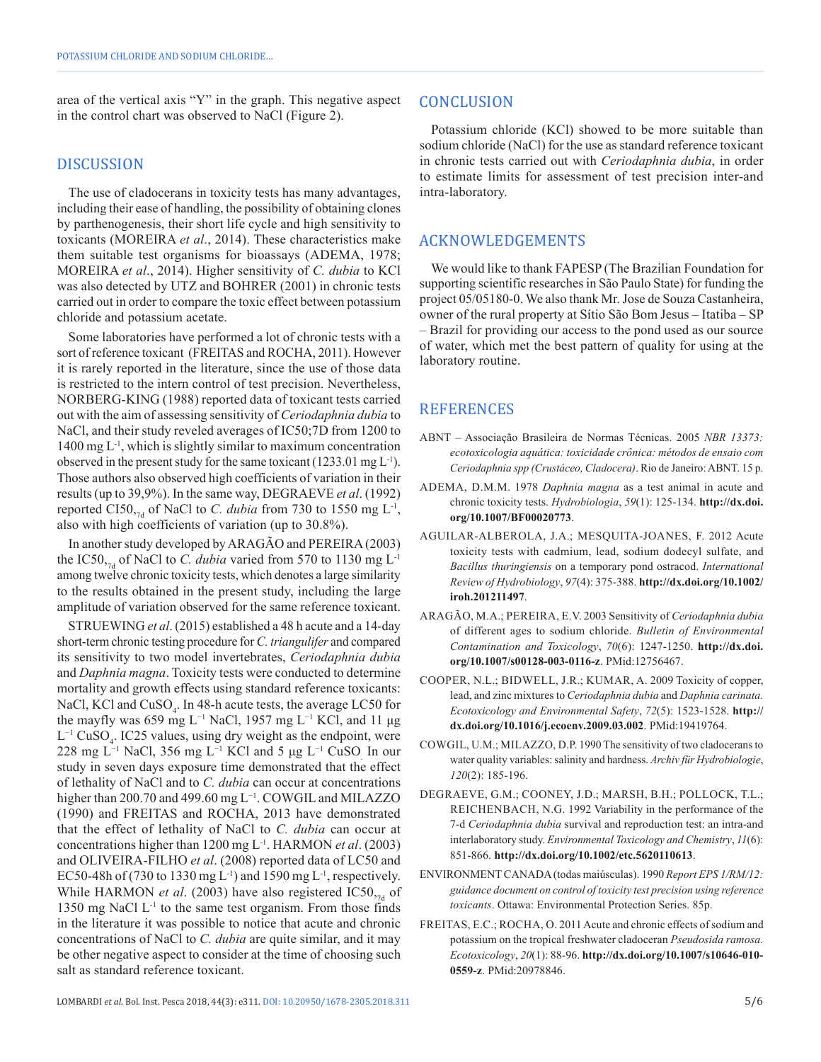area of the vertical axis "Y" in the graph. This negative aspect in the control chart was observed to NaCl (Figure 2).

## DISCUSSION

The use of cladocerans in toxicity tests has many advantages, including their ease of handling, the possibility of obtaining clones by parthenogenesis, their short life cycle and high sensitivity to toxicants (MOREIRA *et al*., 2014). These characteristics make them suitable test organisms for bioassays (ADEMA, 1978; MOREIRA *et al*., 2014). Higher sensitivity of *C. dubia* to KCl was also detected by UTZ and BOHRER (2001) in chronic tests carried out in order to compare the toxic effect between potassium chloride and potassium acetate.

Some laboratories have performed a lot of chronic tests with a sort of reference toxicant (FREITAS and ROCHA, 2011). However it is rarely reported in the literature, since the use of those data is restricted to the intern control of test precision. Nevertheless, NORBERG-KING (1988) reported data of toxicant tests carried out with the aim of assessing sensitivity of *Ceriodaphnia dubia* to NaCl, and their study reveled averages of IC50;7D from 1200 to 1400 mg $L^{-1}$, which is slightly similar to maximum concentration observed in the present study for the same toxicant (1233.01 mg $L^{-1}$). Those authors also observed high coefficients of variation in their results (up to 39,9%). In the same way, DEGRAEVE *et al*. (1992) reported $CI50_{,7d}$ of NaCl to *C. dubia* from 730 to 1550 mg $L^{-1}$, also with high coefficients of variation (up to 30.8%).

In another study developed by ARAGÃO and PEREIRA (2003) the $IC50_{,7d}$ of NaCl to *C. dubia* varied from 570 to 1130 mg $L^{-1}$ among twelve chronic toxicity tests, which denotes a large similarity to the results obtained in the present study, including the large amplitude of variation observed for the same reference toxicant.

STRUEWING *et al*. (2015) established a 48 h acute and a 14-day short-term chronic testing procedure for *C. triangulifer* and compared its sensitivity to two model invertebrates, *Ceriodaphnia dubia* and *Daphnia magna*. Toxicity tests were conducted to determine mortality and growth effects using standard reference toxicants: NaCl, KCl and $CuSO_4$. In 48-h acute tests, the average LC50 for the mayfly was 659 mg $L^{-1}$ NaCl, 1957 mg $L^{-1}$ KCl, and 11 µg $L^{-1}$ $CuSO_4$. IC25 values, using dry weight as the endpoint, were 228 mg $L^{-1}$ NaCl, 356 mg $L^{-1}$ KCl and 5 µg $L^{-1}$ CuSO. In our study in seven days exposure time demonstrated that the effect of lethality of NaCl and to *C. dubia* can occur at concentrations higher than 200.70 and 499.60 mg $L^{-1}$. COWGIL and MILAZZO (1990) and FREITAS and ROCHA, 2013 have demonstrated that the effect of lethality of NaCl to *C. dubia* can occur at concentrations higher than 1200 mg $L^{-1}$. HARMON *et al*. (2003) and OLIVEIRA-FILHO *et al*. (2008) reported data of LC50 and EC50-48h of (730 to 1330 mg $L^{-1}$) and 1590 mg $L^{-1}$, respectively. While HARMON *et al*. (2003) have also registered $IC50_{,7d}$ of 1350 mg NaCl $L^{-1}$ to the same test organism. From those finds in the literature it was possible to notice that acute and chronic concentrations of NaCl to *C. dubia* are quite similar, and it may be other negative aspect to consider at the time of choosing such salt as standard reference toxicant.

## CONCLUSION

Potassium chloride (KCl) showed to be more suitable than sodium chloride (NaCl) for the use as standard reference toxicant in chronic tests carried out with *Ceriodaphnia dubia*, in order to estimate limits for assessment of test precision inter-and intra-laboratory.

## ACKNOWLEDGEMENTS

We would like to thank FAPESP (The Brazilian Foundation for supporting scientific researches in São Paulo State) for funding the project 05/05180-0. We also thank Mr. Jose de Souza Castanheira, owner of the rural property at Sítio São Bom Jesus – Itatiba – SP – Brazil for providing our access to the pond used as our source of water, which met the best pattern of quality for using at the laboratory routine.

## REFERENCES

ABNT – Associação Brasileira de Normas Técnicas. 2005 *NBR 13373: ecotoxicologia aquática: toxicidade crônica: métodos de ensaio com Ceriodaphnia spp (Crustáceo, Cladocera)*. Rio de Janeiro: ABNT. 15 p.

ADEMA, D.M.M. 1978 *Daphnia magna* as a test animal in acute and chronic toxicity tests. *Hydrobiologia*, *59*(1): 125-134. **http://dx.doi.org/10.1007/BF00020773**.

AGUILAR-ALBEROLA, J.A.; MESQUITA-JOANES, F. 2012 Acute toxicity tests with cadmium, lead, sodium dodecyl sulfate, and *Bacillus thuringiensis* on a temporary pond ostracod. *International Review of Hydrobiology*, *97*(4): 375-388. **http://dx.doi.org/10.1002/iroh.201211497**.

ARAGÃO, M.A.; PEREIRA, E.V. 2003 Sensitivity of *Ceriodaphnia dubia* of different ages to sodium chloride. *Bulletin of Environmental Contamination and Toxicology*, *70*(6): 1247-1250. **http://dx.doi.org/10.1007/s00128-003-0116-z**. PMid:12756467.

COOPER, N.L.; BIDWELL, J.R.; KUMAR, A. 2009 Toxicity of copper, lead, and zinc mixtures to *Ceriodaphnia dubia* and *Daphnia carinata. Ecotoxicology and Environmental Safety*, *72*(5): 1523-1528. **http://dx.doi.org/10.1016/j.ecoenv.2009.03.002**. PMid:19419764.

COWGIL, U.M.; MILAZZO, D.P. 1990 The sensitivity of two cladocerans to water quality variables: salinity and hardness. *Archiv für Hydrobiologie*, *120*(2): 185-196.

DEGRAEVE, G.M.; COONEY, J.D.; MARSH, B.H.; POLLOCK, T.L.; REICHENBACH, N.G. 1992 Variability in the performance of the 7-d *Ceriodaphnia dubia* survival and reproduction test: an intra-and interlaboratory study. *Environmental Toxicology and Chemistry*, *11*(6): 851-866. **http://dx.doi.org/10.1002/etc.5620110613**.

ENVIRONMENT CANADA (todas maiúsculas). 1990 *Report EPS 1/RM/12: guidance document on control of toxicity test precision using reference toxicants*. Ottawa: Environmental Protection Series. 85p.

FREITAS, E.C.; ROCHA, O. 2011 Acute and chronic effects of sodium and potassium on the tropical freshwater cladoceran *Pseudosida ramosa. Ecotoxicology*, *20*(1): 88-96. **http://dx.doi.org/10.1007/s10646-010-0559-z**. PMid:20978846.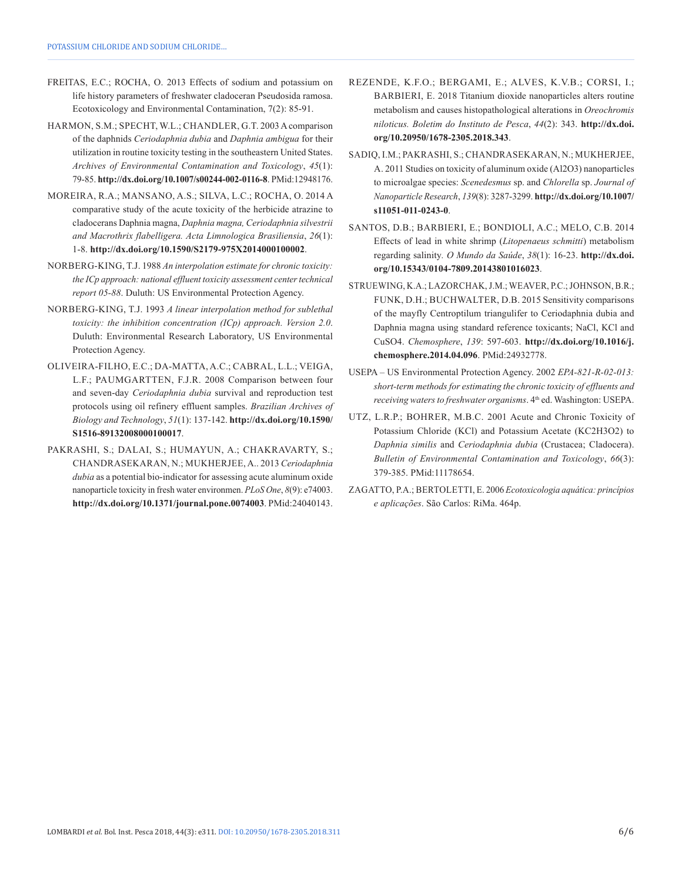FREITAS, E.C.; ROCHA, O. 2013 Effects of sodium and potassium on life history parameters of freshwater cladoceran Pseudosida ramosa. Ecotoxicology and Environmental Contamination, 7(2): 85-91.

HARMON, S.M.; SPECHT, W.L.; CHANDLER, G.T. 2003 A comparison of the daphnids *Ceriodaphnia dubia* and *Daphnia ambigua* for their utilization in routine toxicity testing in the southeastern United States. *Archives of Environmental Contamination and Toxicology*, *45*(1): 79-85. **http://dx.doi.org/10.1007/s00244-002-0116-8**. PMid:12948176.

MOREIRA, R.A.; MANSANO, A.S.; SILVA, L.C.; ROCHA, O. 2014 A comparative study of the acute toxicity of the herbicide atrazine to cladocerans Daphnia magna, *Daphnia magna, Ceriodaphnia silvestrii and Macrothrix flabelligera. Acta Limnologica Brasiliensia*, *26*(1): 1-8. **http://dx.doi.org/10.1590/S2179-975X2014000100002**.

NORBERG-KING, T.J. 1988 *An interpolation estimate for chronic toxicity: the ICp approach: national effluent toxicity assessment center technical report 05-88*. Duluth: US Environmental Protection Agency.

NORBERG-KING, T.J. 1993 *A linear interpolation method for sublethal toxicity: the inhibition concentration (ICp) approach. Version 2.0*. Duluth: Environmental Research Laboratory, US Environmental Protection Agency.

OLIVEIRA-FILHO, E.C.; DA-MATTA, A.C.; CABRAL, L.L.; VEIGA, L.F.; PAUMGARTTEN, F.J.R. 2008 Comparison between four and seven-day *Ceriodaphnia dubia* survival and reproduction test protocols using oil refinery effluent samples. *Brazilian Archives of Biology and Technology*, *51*(1): 137-142. **http://dx.doi.org/10.1590/S1516-89132008000100017**.

PAKRASHI, S.; DALAI, S.; HUMAYUN, A.; CHAKRAVARTY, S.; CHANDRASEKARAN, N.; MUKHERJEE, A.. 2013 *Ceriodaphnia dubia* as a potential bio-indicator for assessing acute aluminum oxide nanoparticle toxicity in fresh water environmen. *PLoS One*, *8*(9): e74003. **http://dx.doi.org/10.1371/journal.pone.0074003**. PMid:24040143.

REZENDE, K.F.O.; BERGAMI, E.; ALVES, K.V.B.; CORSI, I.; BARBIERI, E. 2018 Titanium dioxide nanoparticles alters routine metabolism and causes histopathological alterations in *Oreochromis niloticus. Boletim do Instituto de Pesca*, *44*(2): 343. **http://dx.doi.org/10.20950/1678-2305.2018.343**.

SADIQ, I.M.; PAKRASHI, S.; CHANDRASEKARAN, N.; MUKHERJEE, A. 2011 Studies on toxicity of aluminum oxide (Al2O3) nanoparticles to microalgae species: *Scenedesmus* sp. and *Chlorella* sp. *Journal of Nanoparticle Research*, *139*(8): 3287-3299. **http://dx.doi.org/10.1007/s11051-011-0243-0**.

SANTOS, D.B.; BARBIERI, E.; BONDIOLI, A.C.; MELO, C.B. 2014 Effects of lead in white shrimp (*Litopenaeus schmitti*) metabolism regarding salinity. *O Mundo da Saúde*, *38*(1): 16-23. **http://dx.doi.org/10.15343/0104-7809.20143801016023**.

STRUEWING, K.A.; LAZORCHAK, J.M.; WEAVER, P.C.; JOHNSON, B.R.; FUNK, D.H.; BUCHWALTER, D.B. 2015 Sensitivity comparisons of the mayfly Centroptilum triangulifer to Ceriodaphnia dubia and Daphnia magna using standard reference toxicants; NaCl, KCl and CuSO4. *Chemosphere*, *139*: 597-603. **http://dx.doi.org/10.1016/j.chemosphere.2014.04.096**. PMid:24932778.

USEPA – US Environmental Protection Agency. 2002 *EPA-821-R-02-013: short-term methods for estimating the chronic toxicity of effluents and receiving waters to freshwater organisms*. 4th ed. Washington: USEPA.

UTZ, L.R.P.; BOHRER, M.B.C. 2001 Acute and Chronic Toxicity of Potassium Chloride (KCl) and Potassium Acetate (KC2H3O2) to *Daphnia similis* and *Ceriodaphnia dubia* (Crustacea; Cladocera). *Bulletin of Environmental Contamination and Toxicology*, *66*(3): 379-385. PMid:11178654.

ZAGATTO, P.A.; BERTOLETTI, E. 2006 *Ecotoxicologia aquática: princípios e aplicações*. São Carlos: RiMa. 464p.